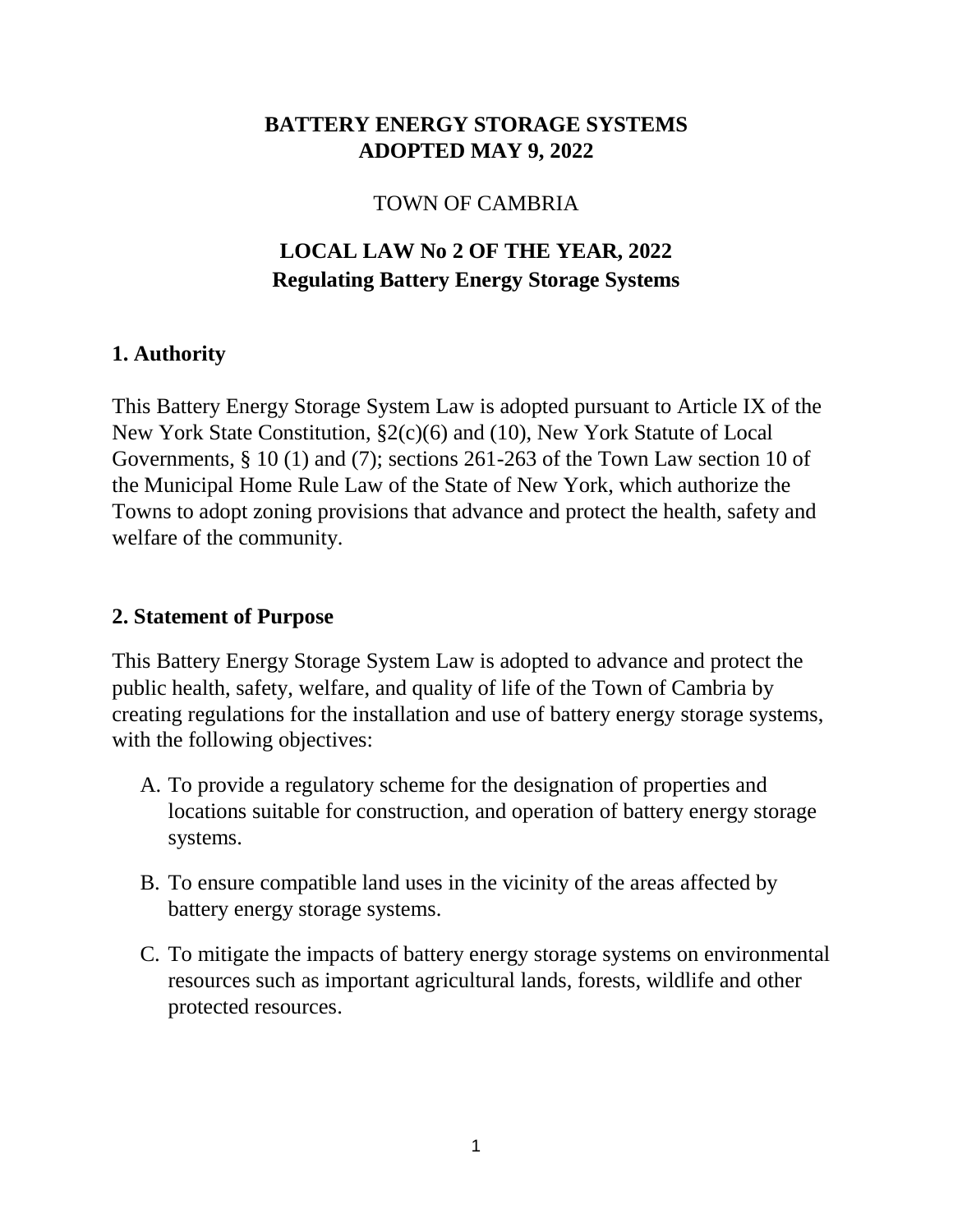# BATTERY ENERGY STORAGE SYSTEMS
# ADOPTED MAY 9, 2022

TOWN OF CAMBRIA

## LOCAL LAW No 2 OF THE YEAR, 2022
## Regulating Battery Energy Storage Systems

### 1. Authority

This Battery Energy Storage System Law is adopted pursuant to Article IX of the New York State Constitution, §2(c)(6) and (10), New York Statute of Local Governments, § 10 (1) and (7); sections 261-263 of the Town Law section 10 of the Municipal Home Rule Law of the State of New York, which authorize the Towns to adopt zoning provisions that advance and protect the health, safety and welfare of the community.

### 2. Statement of Purpose

This Battery Energy Storage System Law is adopted to advance and protect the public health, safety, welfare, and quality of life of the Town of Cambria by creating regulations for the installation and use of battery energy storage systems, with the following objectives:

A. To provide a regulatory scheme for the designation of properties and locations suitable for construction, and operation of battery energy storage systems.

B. To ensure compatible land uses in the vicinity of the areas affected by battery energy storage systems.

C. To mitigate the impacts of battery energy storage systems on environmental resources such as important agricultural lands, forests, wildlife and other protected resources.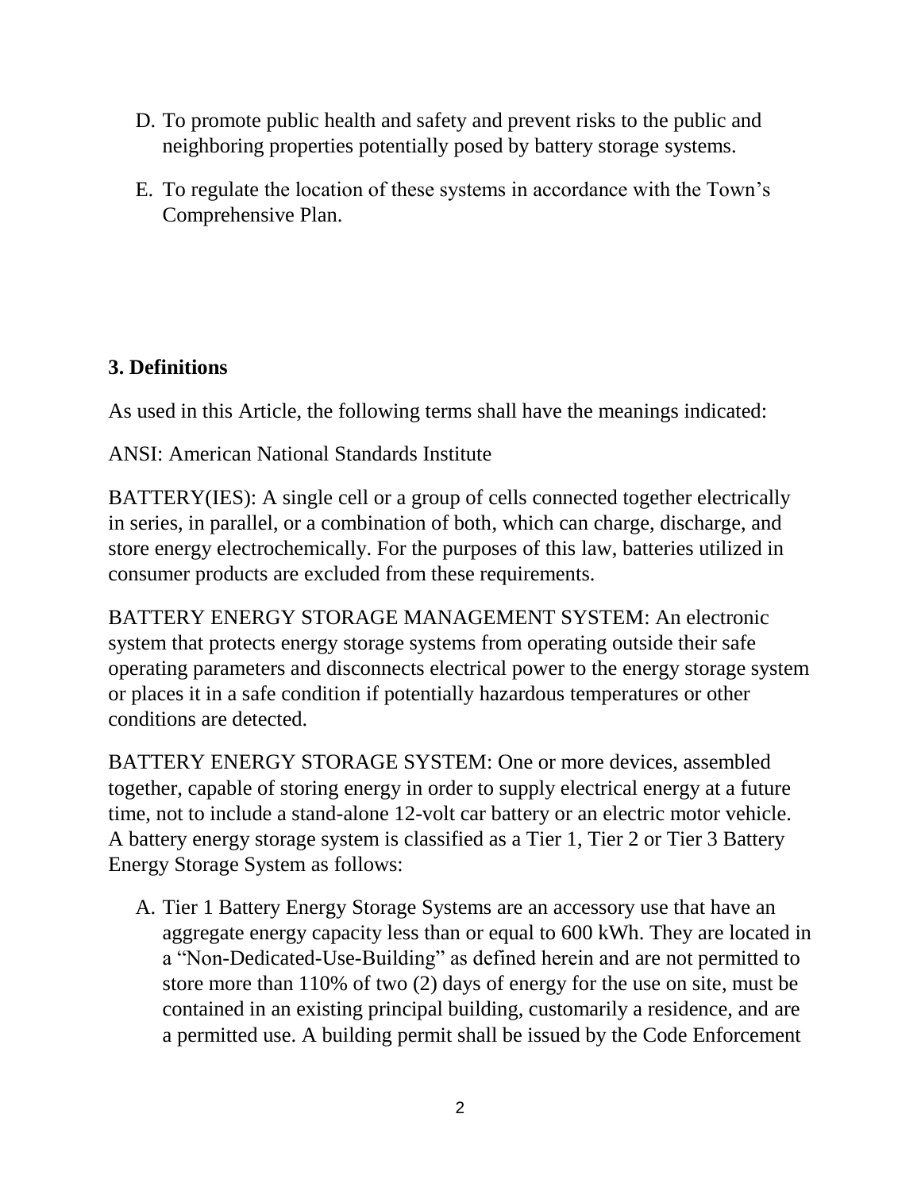D. To promote public health and safety and prevent risks to the public and neighboring properties potentially posed by battery storage systems.

E. To regulate the location of these systems in accordance with the Town's Comprehensive Plan.

**3. Definitions**

As used in this Article, the following terms shall have the meanings indicated:

ANSI: American National Standards Institute

BATTERY(IES): A single cell or a group of cells connected together electrically in series, in parallel, or a combination of both, which can charge, discharge, and store energy electrochemically. For the purposes of this law, batteries utilized in consumer products are excluded from these requirements.

BATTERY ENERGY STORAGE MANAGEMENT SYSTEM: An electronic system that protects energy storage systems from operating outside their safe operating parameters and disconnects electrical power to the energy storage system or places it in a safe condition if potentially hazardous temperatures or other conditions are detected.

BATTERY ENERGY STORAGE SYSTEM: One or more devices, assembled together, capable of storing energy in order to supply electrical energy at a future time, not to include a stand-alone 12-volt car battery or an electric motor vehicle. A battery energy storage system is classified as a Tier 1, Tier 2 or Tier 3 Battery Energy Storage System as follows:

A. Tier 1 Battery Energy Storage Systems are an accessory use that have an aggregate energy capacity less than or equal to 600 kWh. They are located in a "Non-Dedicated-Use-Building" as defined herein and are not permitted to store more than 110% of two (2) days of energy for the use on site, must be contained in an existing principal building, customarily a residence, and are a permitted use. A building permit shall be issued by the Code Enforcement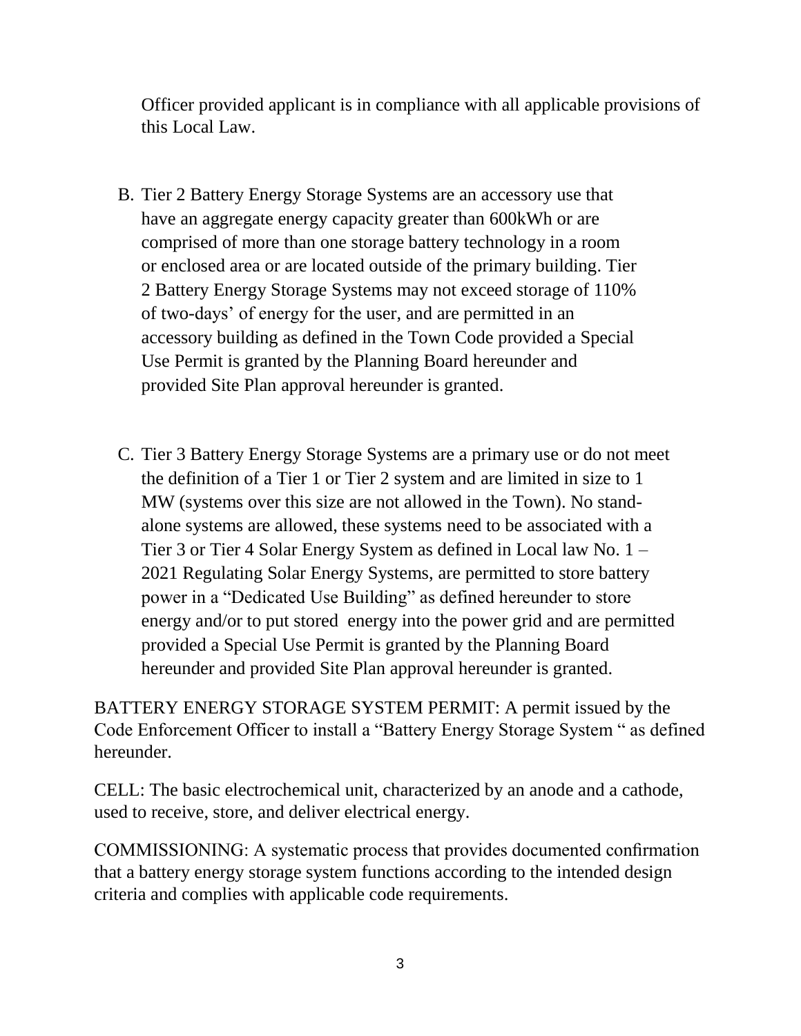Officer provided applicant is in compliance with all applicable provisions of this Local Law.

B. Tier 2 Battery Energy Storage Systems are an accessory use that have an aggregate energy capacity greater than 600kWh or are comprised of more than one storage battery technology in a room or enclosed area or are located outside of the primary building. Tier 2 Battery Energy Storage Systems may not exceed storage of 110% of two-days' of energy for the user, and are permitted in an accessory building as defined in the Town Code provided a Special Use Permit is granted by the Planning Board hereunder and provided Site Plan approval hereunder is granted.

C. Tier 3 Battery Energy Storage Systems are a primary use or do not meet the definition of a Tier 1 or Tier 2 system and are limited in size to 1 MW (systems over this size are not allowed in the Town). No stand-alone systems are allowed, these systems need to be associated with a Tier 3 or Tier 4 Solar Energy System as defined in Local law No. 1 – 2021 Regulating Solar Energy Systems, are permitted to store battery power in a "Dedicated Use Building" as defined hereunder to store energy and/or to put stored energy into the power grid and are permitted provided a Special Use Permit is granted by the Planning Board hereunder and provided Site Plan approval hereunder is granted.

BATTERY ENERGY STORAGE SYSTEM PERMIT: A permit issued by the Code Enforcement Officer to install a "Battery Energy Storage System " as defined hereunder.

CELL: The basic electrochemical unit, characterized by an anode and a cathode, used to receive, store, and deliver electrical energy.

COMMISSIONING: A systematic process that provides documented confirmation that a battery energy storage system functions according to the intended design criteria and complies with applicable code requirements.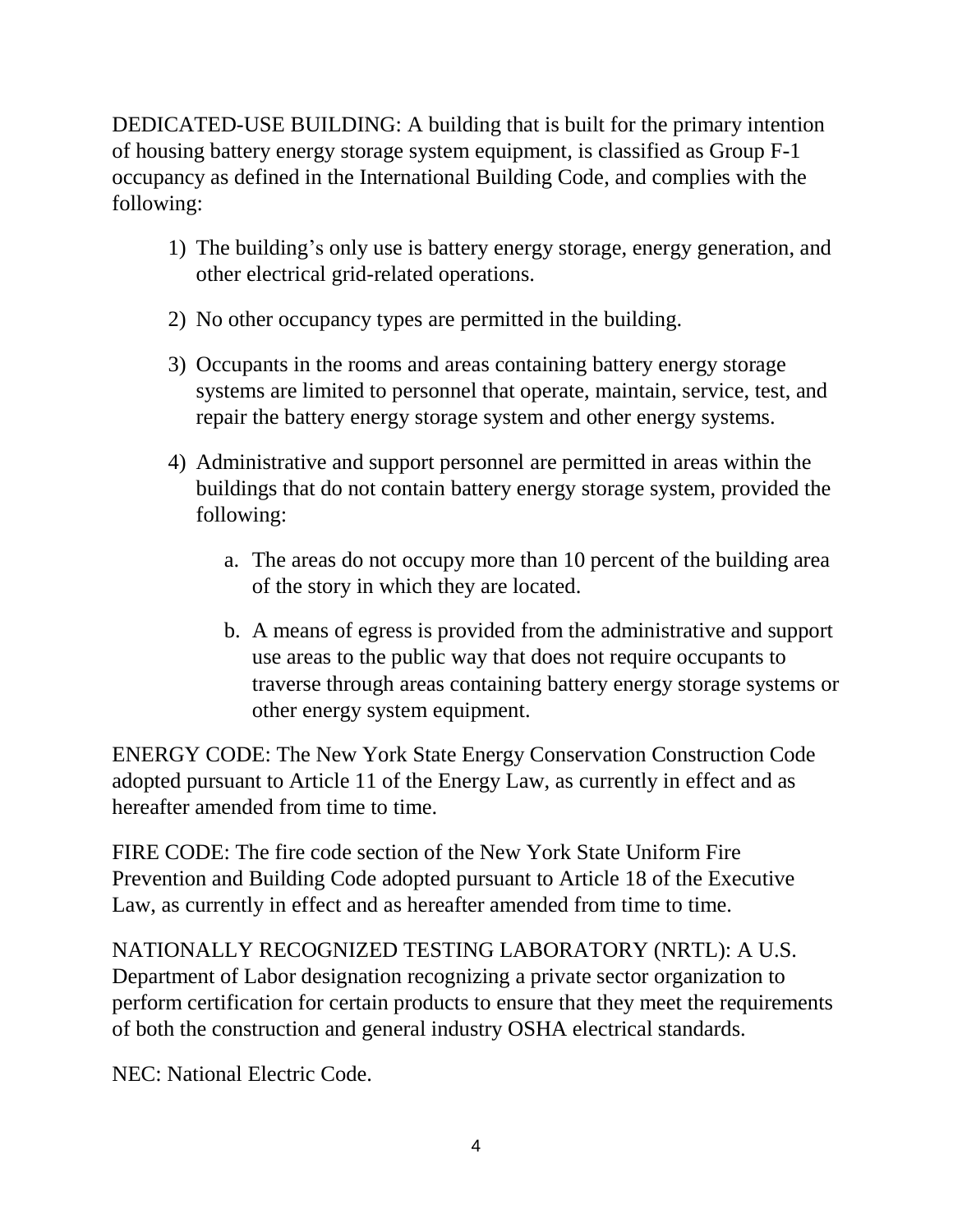DEDICATED-USE BUILDING: A building that is built for the primary intention of housing battery energy storage system equipment, is classified as Group F-1 occupancy as defined in the International Building Code, and complies with the following:

1) The building's only use is battery energy storage, energy generation, and other electrical grid-related operations.

2) No other occupancy types are permitted in the building.

3) Occupants in the rooms and areas containing battery energy storage systems are limited to personnel that operate, maintain, service, test, and repair the battery energy storage system and other energy systems.

4) Administrative and support personnel are permitted in areas within the buildings that do not contain battery energy storage system, provided the following:

    a. The areas do not occupy more than 10 percent of the building area of the story in which they are located.

    b. A means of egress is provided from the administrative and support use areas to the public way that does not require occupants to traverse through areas containing battery energy storage systems or other energy system equipment.

ENERGY CODE: The New York State Energy Conservation Construction Code adopted pursuant to Article 11 of the Energy Law, as currently in effect and as hereafter amended from time to time.

FIRE CODE: The fire code section of the New York State Uniform Fire Prevention and Building Code adopted pursuant to Article 18 of the Executive Law, as currently in effect and as hereafter amended from time to time.

NATIONALLY RECOGNIZED TESTING LABORATORY (NRTL): A U.S. Department of Labor designation recognizing a private sector organization to perform certification for certain products to ensure that they meet the requirements of both the construction and general industry OSHA electrical standards.

NEC: National Electric Code.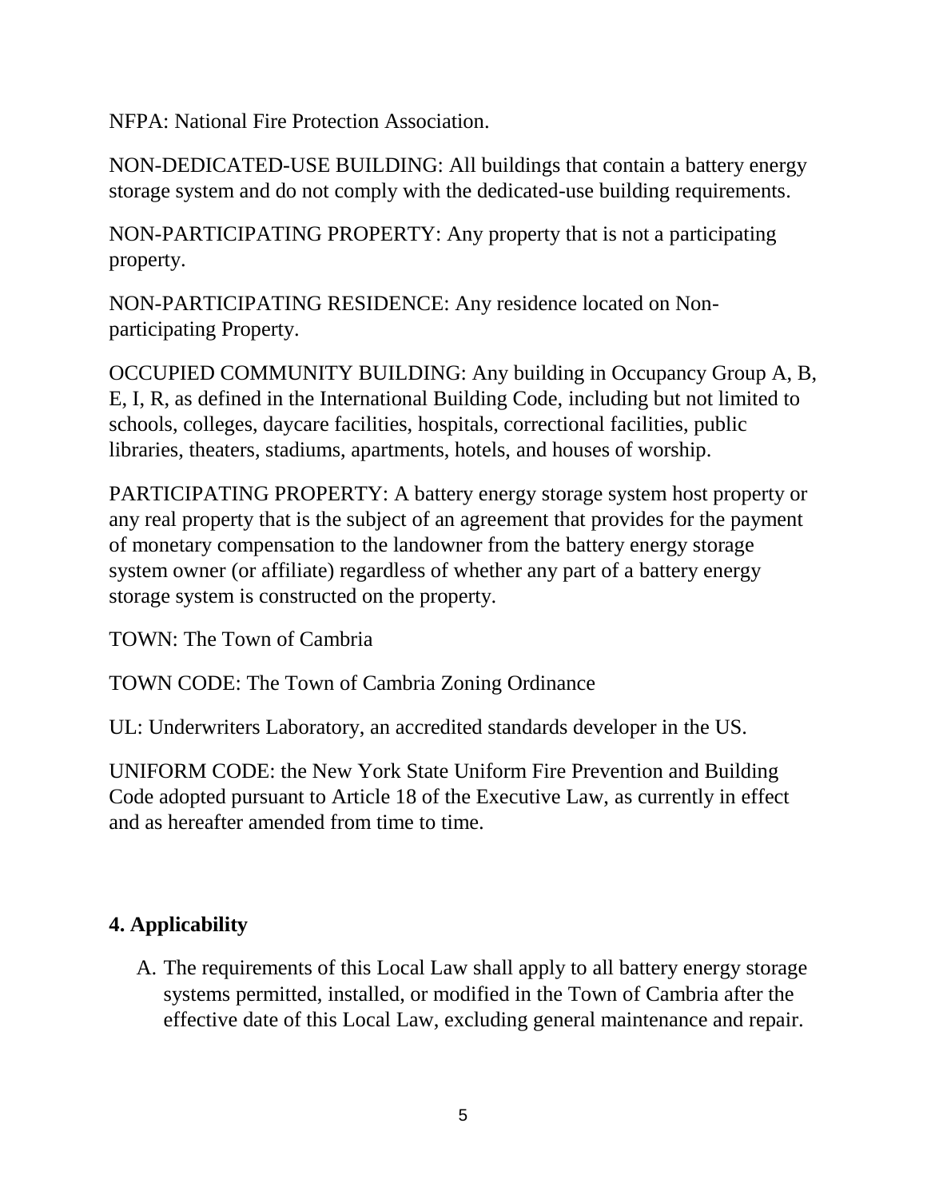NFPA: National Fire Protection Association.

NON-DEDICATED-USE BUILDING: All buildings that contain a battery energy storage system and do not comply with the dedicated-use building requirements.

NON-PARTICIPATING PROPERTY: Any property that is not a participating property.

NON-PARTICIPATING RESIDENCE: Any residence located on Non-participating Property.

OCCUPIED COMMUNITY BUILDING: Any building in Occupancy Group A, B, E, I, R, as defined in the International Building Code, including but not limited to schools, colleges, daycare facilities, hospitals, correctional facilities, public libraries, theaters, stadiums, apartments, hotels, and houses of worship.

PARTICIPATING PROPERTY: A battery energy storage system host property or any real property that is the subject of an agreement that provides for the payment of monetary compensation to the landowner from the battery energy storage system owner (or affiliate) regardless of whether any part of a battery energy storage system is constructed on the property.

TOWN: The Town of Cambria

TOWN CODE: The Town of Cambria Zoning Ordinance

UL: Underwriters Laboratory, an accredited standards developer in the US.

UNIFORM CODE: the New York State Uniform Fire Prevention and Building Code adopted pursuant to Article 18 of the Executive Law, as currently in effect and as hereafter amended from time to time.

## 4. Applicability

A. The requirements of this Local Law shall apply to all battery energy storage systems permitted, installed, or modified in the Town of Cambria after the effective date of this Local Law, excluding general maintenance and repair.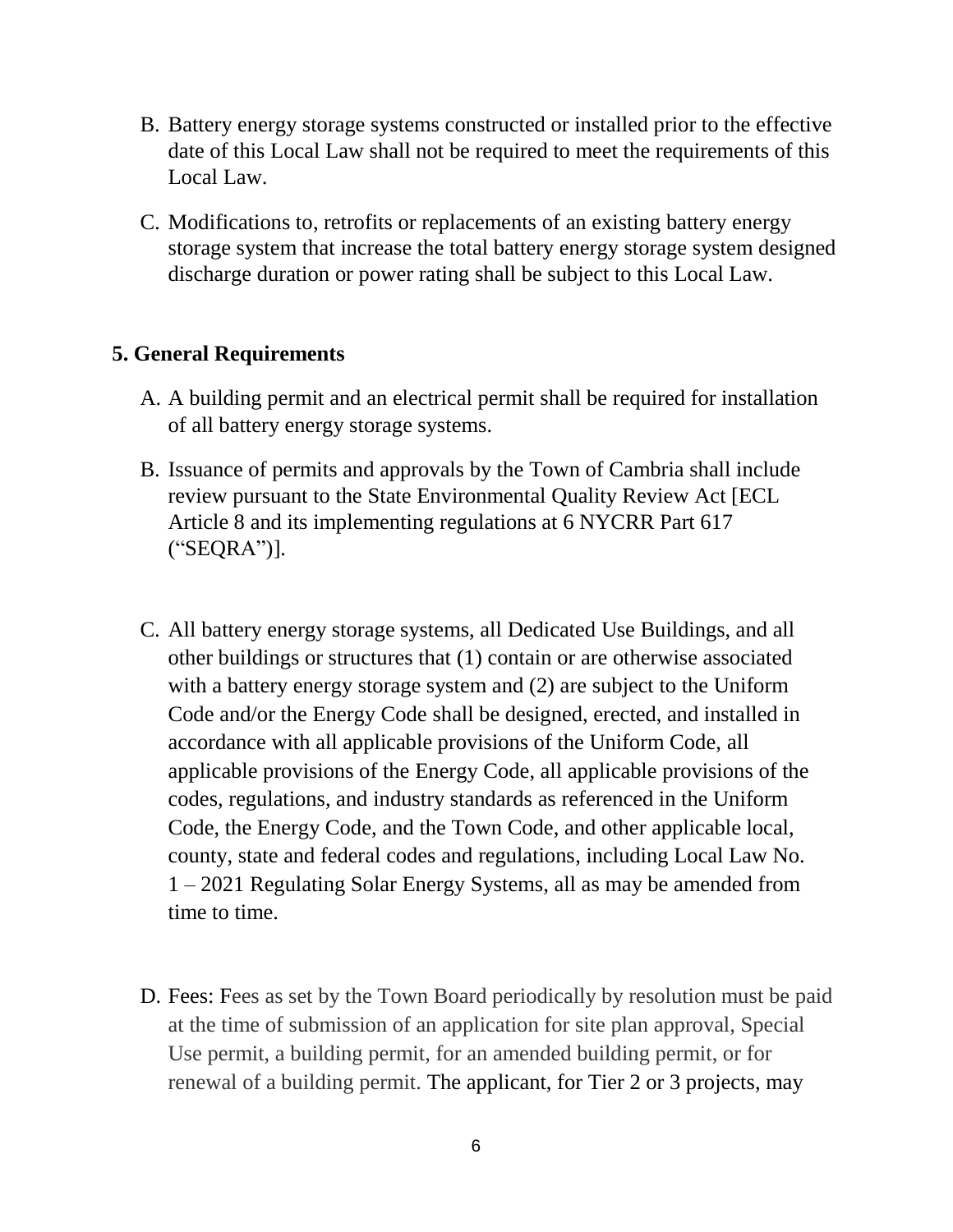B. Battery energy storage systems constructed or installed prior to the effective date of this Local Law shall not be required to meet the requirements of this Local Law.

C. Modifications to, retrofits or replacements of an existing battery energy storage system that increase the total battery energy storage system designed discharge duration or power rating shall be subject to this Local Law.

## 5. General Requirements

A. A building permit and an electrical permit shall be required for installation of all battery energy storage systems.

B. Issuance of permits and approvals by the Town of Cambria shall include review pursuant to the State Environmental Quality Review Act [ECL Article 8 and its implementing regulations at 6 NYCRR Part 617 ("SEQRA")].

C. All battery energy storage systems, all Dedicated Use Buildings, and all other buildings or structures that (1) contain or are otherwise associated with a battery energy storage system and (2) are subject to the Uniform Code and/or the Energy Code shall be designed, erected, and installed in accordance with all applicable provisions of the Uniform Code, all applicable provisions of the Energy Code, all applicable provisions of the codes, regulations, and industry standards as referenced in the Uniform Code, the Energy Code, and the Town Code, and other applicable local, county, state and federal codes and regulations, including Local Law No. 1 – 2021 Regulating Solar Energy Systems, all as may be amended from time to time.

D. Fees: Fees as set by the Town Board periodically by resolution must be paid at the time of submission of an application for site plan approval, Special Use permit, a building permit, for an amended building permit, or for renewal of a building permit. The applicant, for Tier 2 or 3 projects, may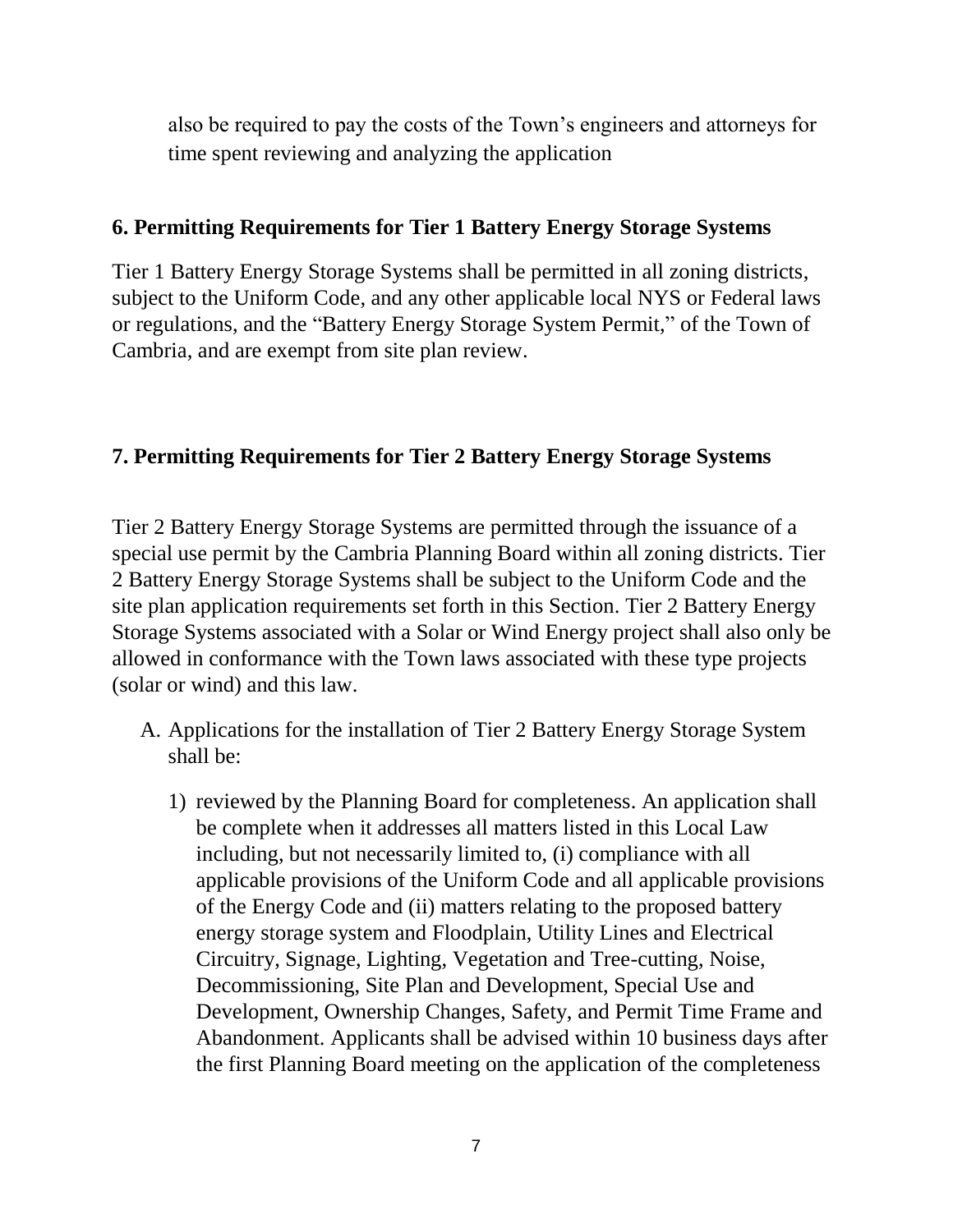also be required to pay the costs of the Town's engineers and attorneys for time spent reviewing and analyzing the application

## 6. Permitting Requirements for Tier 1 Battery Energy Storage Systems

Tier 1 Battery Energy Storage Systems shall be permitted in all zoning districts, subject to the Uniform Code, and any other applicable local NYS or Federal laws or regulations, and the "Battery Energy Storage System Permit," of the Town of Cambria, and are exempt from site plan review.

## 7. Permitting Requirements for Tier 2 Battery Energy Storage Systems

Tier 2 Battery Energy Storage Systems are permitted through the issuance of a special use permit by the Cambria Planning Board within all zoning districts. Tier 2 Battery Energy Storage Systems shall be subject to the Uniform Code and the site plan application requirements set forth in this Section. Tier 2 Battery Energy Storage Systems associated with a Solar or Wind Energy project shall also only be allowed in conformance with the Town laws associated with these type projects (solar or wind) and this law.

A. Applications for the installation of Tier 2 Battery Energy Storage System shall be:

   1) reviewed by the Planning Board for completeness. An application shall be complete when it addresses all matters listed in this Local Law including, but not necessarily limited to, (i) compliance with all applicable provisions of the Uniform Code and all applicable provisions of the Energy Code and (ii) matters relating to the proposed battery energy storage system and Floodplain, Utility Lines and Electrical Circuitry, Signage, Lighting, Vegetation and Tree-cutting, Noise, Decommissioning, Site Plan and Development, Special Use and Development, Ownership Changes, Safety, and Permit Time Frame and Abandonment. Applicants shall be advised within 10 business days after the first Planning Board meeting on the application of the completeness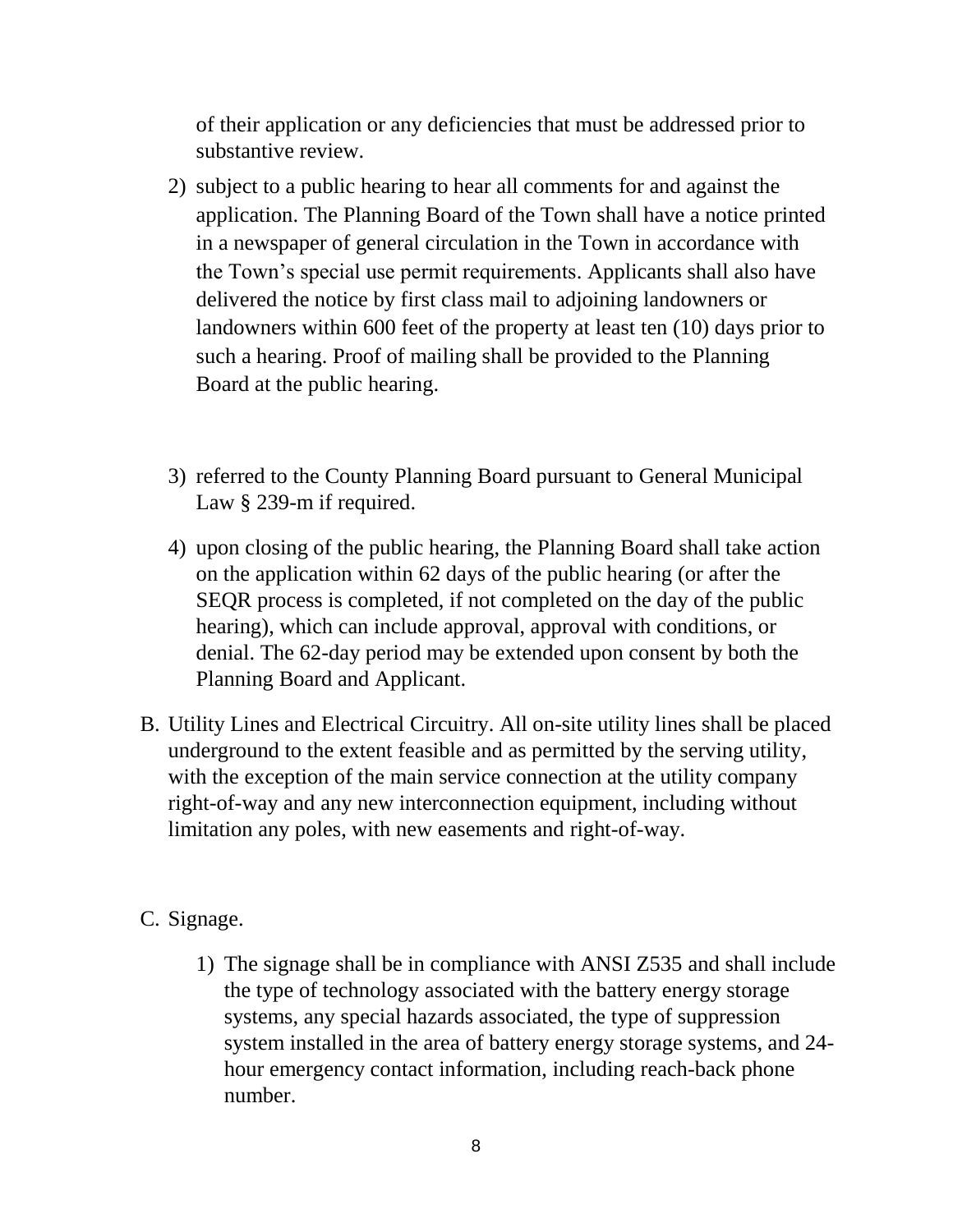of their application or any deficiencies that must be addressed prior to substantive review.

2) subject to a public hearing to hear all comments for and against the application. The Planning Board of the Town shall have a notice printed in a newspaper of general circulation in the Town in accordance with the Town's special use permit requirements. Applicants shall also have delivered the notice by first class mail to adjoining landowners or landowners within 600 feet of the property at least ten (10) days prior to such a hearing. Proof of mailing shall be provided to the Planning Board at the public hearing.

3) referred to the County Planning Board pursuant to General Municipal Law § 239-m if required.

4) upon closing of the public hearing, the Planning Board shall take action on the application within 62 days of the public hearing (or after the SEQR process is completed, if not completed on the day of the public hearing), which can include approval, approval with conditions, or denial. The 62-day period may be extended upon consent by both the Planning Board and Applicant.

B. Utility Lines and Electrical Circuitry. All on-site utility lines shall be placed underground to the extent feasible and as permitted by the serving utility, with the exception of the main service connection at the utility company right-of-way and any new interconnection equipment, including without limitation any poles, with new easements and right-of-way.

C. Signage.

1) The signage shall be in compliance with ANSI Z535 and shall include the type of technology associated with the battery energy storage systems, any special hazards associated, the type of suppression system installed in the area of battery energy storage systems, and 24-hour emergency contact information, including reach-back phone number.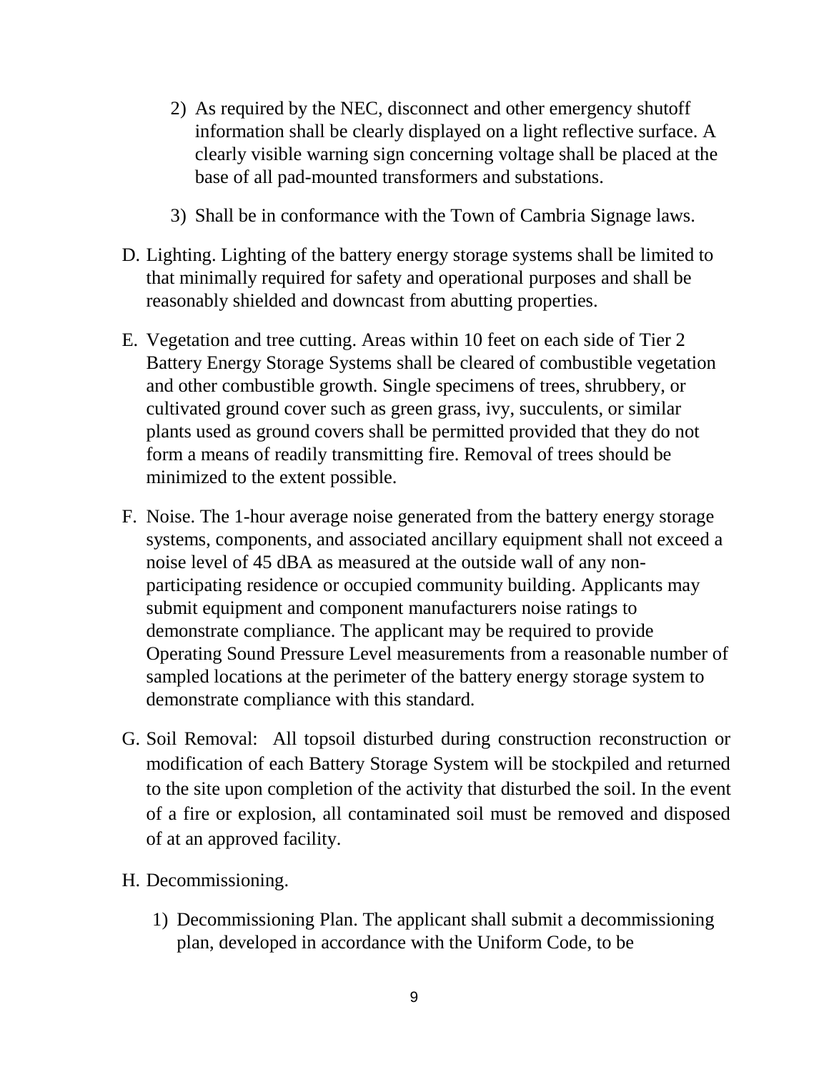2) As required by the NEC, disconnect and other emergency shutoff information shall be clearly displayed on a light reflective surface. A clearly visible warning sign concerning voltage shall be placed at the base of all pad-mounted transformers and substations.

3) Shall be in conformance with the Town of Cambria Signage laws.

D. Lighting. Lighting of the battery energy storage systems shall be limited to that minimally required for safety and operational purposes and shall be reasonably shielded and downcast from abutting properties.

E. Vegetation and tree cutting. Areas within 10 feet on each side of Tier 2 Battery Energy Storage Systems shall be cleared of combustible vegetation and other combustible growth. Single specimens of trees, shrubbery, or cultivated ground cover such as green grass, ivy, succulents, or similar plants used as ground covers shall be permitted provided that they do not form a means of readily transmitting fire. Removal of trees should be minimized to the extent possible.

F. Noise. The 1-hour average noise generated from the battery energy storage systems, components, and associated ancillary equipment shall not exceed a noise level of 45 dBA as measured at the outside wall of any non-participating residence or occupied community building. Applicants may submit equipment and component manufacturers noise ratings to demonstrate compliance. The applicant may be required to provide Operating Sound Pressure Level measurements from a reasonable number of sampled locations at the perimeter of the battery energy storage system to demonstrate compliance with this standard.

G. Soil Removal: All topsoil disturbed during construction reconstruction or modification of each Battery Storage System will be stockpiled and returned to the site upon completion of the activity that disturbed the soil. In the event of a fire or explosion, all contaminated soil must be removed and disposed of at an approved facility.

H. Decommissioning.

1) Decommissioning Plan. The applicant shall submit a decommissioning plan, developed in accordance with the Uniform Code, to be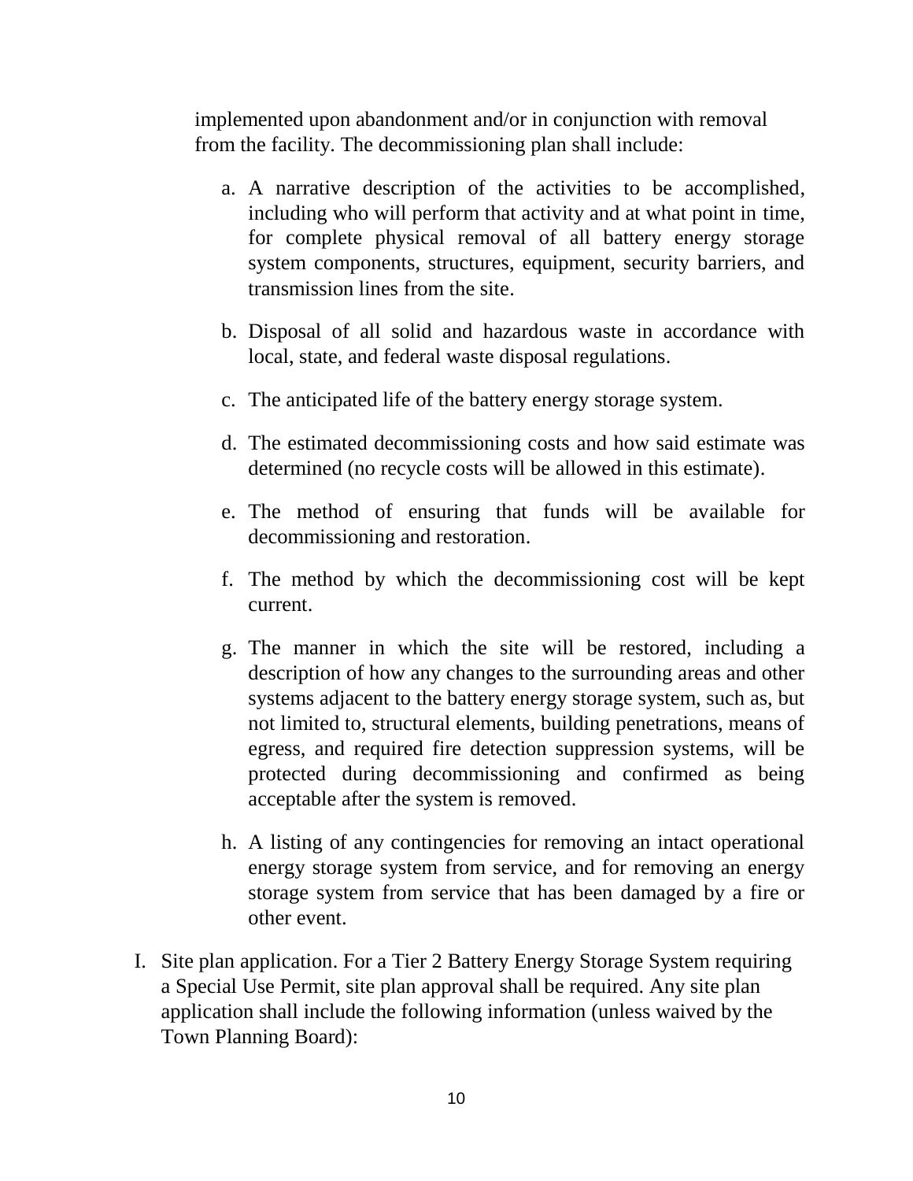implemented upon abandonment and/or in conjunction with removal from the facility. The decommissioning plan shall include:

a. A narrative description of the activities to be accomplished, including who will perform that activity and at what point in time, for complete physical removal of all battery energy storage system components, structures, equipment, security barriers, and transmission lines from the site.

b. Disposal of all solid and hazardous waste in accordance with local, state, and federal waste disposal regulations.

c. The anticipated life of the battery energy storage system.

d. The estimated decommissioning costs and how said estimate was determined (no recycle costs will be allowed in this estimate).

e. The method of ensuring that funds will be available for decommissioning and restoration.

f. The method by which the decommissioning cost will be kept current.

g. The manner in which the site will be restored, including a description of how any changes to the surrounding areas and other systems adjacent to the battery energy storage system, such as, but not limited to, structural elements, building penetrations, means of egress, and required fire detection suppression systems, will be protected during decommissioning and confirmed as being acceptable after the system is removed.

h. A listing of any contingencies for removing an intact operational energy storage system from service, and for removing an energy storage system from service that has been damaged by a fire or other event.

I. Site plan application. For a Tier 2 Battery Energy Storage System requiring a Special Use Permit, site plan approval shall be required. Any site plan application shall include the following information (unless waived by the Town Planning Board):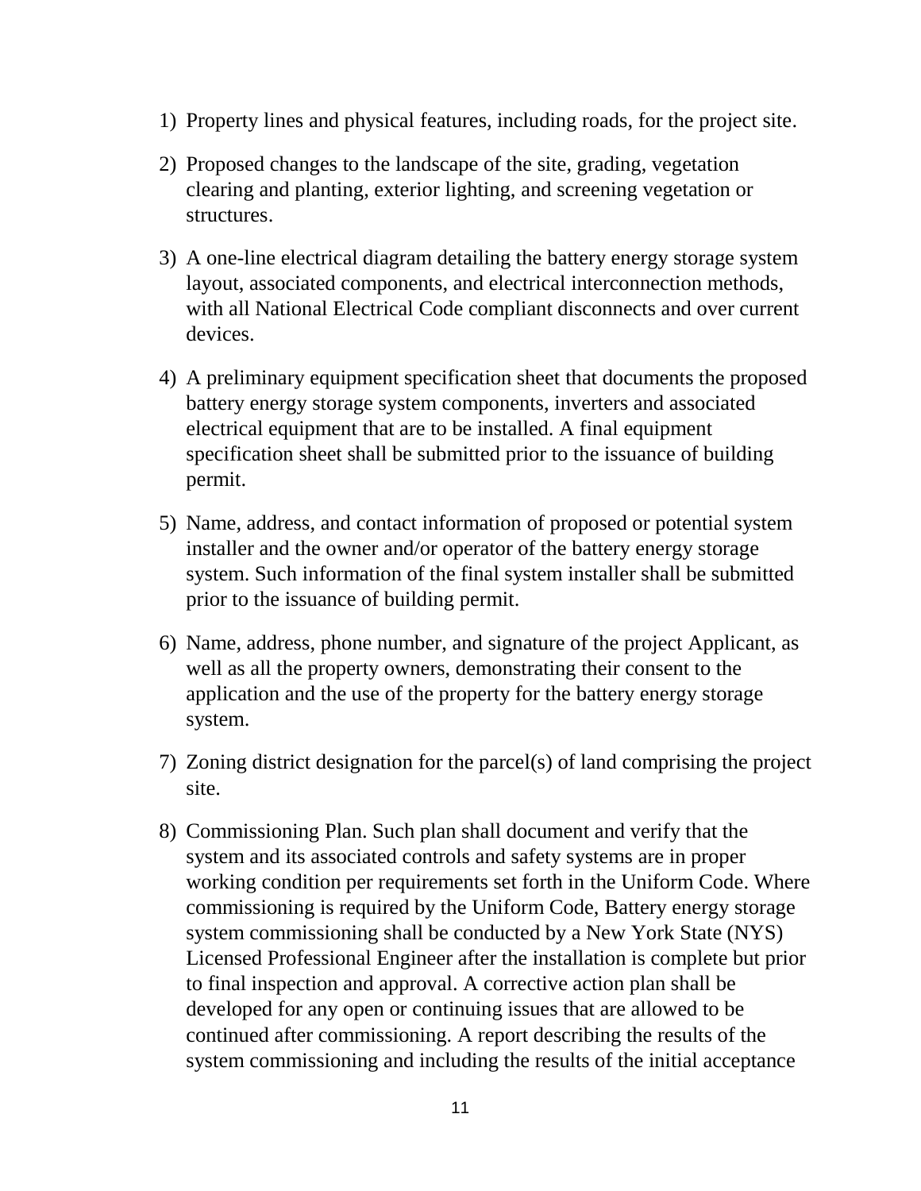1) Property lines and physical features, including roads, for the project site.

2) Proposed changes to the landscape of the site, grading, vegetation clearing and planting, exterior lighting, and screening vegetation or structures.

3) A one-line electrical diagram detailing the battery energy storage system layout, associated components, and electrical interconnection methods, with all National Electrical Code compliant disconnects and over current devices.

4) A preliminary equipment specification sheet that documents the proposed battery energy storage system components, inverters and associated electrical equipment that are to be installed. A final equipment specification sheet shall be submitted prior to the issuance of building permit.

5) Name, address, and contact information of proposed or potential system installer and the owner and/or operator of the battery energy storage system. Such information of the final system installer shall be submitted prior to the issuance of building permit.

6) Name, address, phone number, and signature of the project Applicant, as well as all the property owners, demonstrating their consent to the application and the use of the property for the battery energy storage system.

7) Zoning district designation for the parcel(s) of land comprising the project site.

8) Commissioning Plan. Such plan shall document and verify that the system and its associated controls and safety systems are in proper working condition per requirements set forth in the Uniform Code. Where commissioning is required by the Uniform Code, Battery energy storage system commissioning shall be conducted by a New York State (NYS) Licensed Professional Engineer after the installation is complete but prior to final inspection and approval. A corrective action plan shall be developed for any open or continuing issues that are allowed to be continued after commissioning. A report describing the results of the system commissioning and including the results of the initial acceptance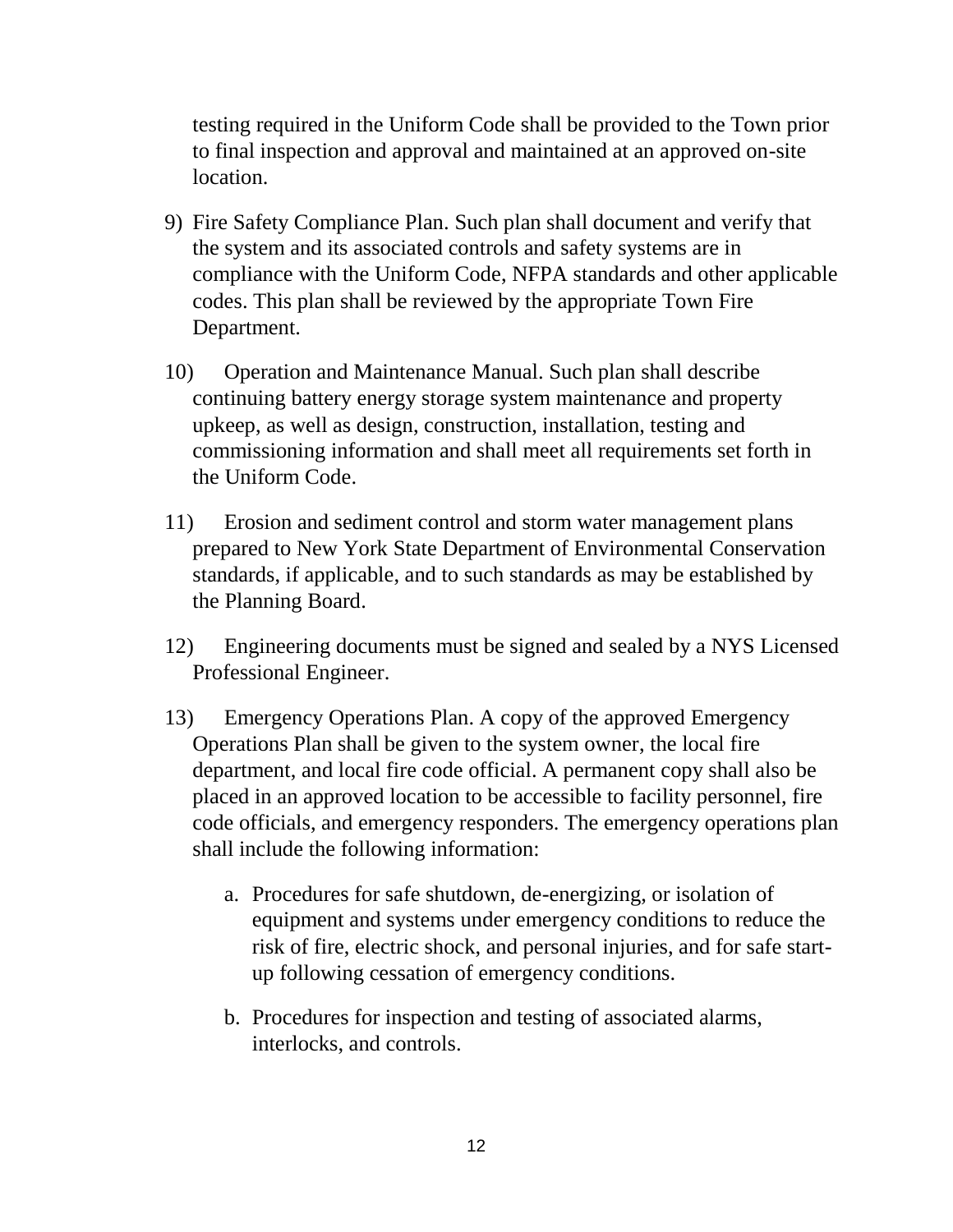testing required in the Uniform Code shall be provided to the Town prior to final inspection and approval and maintained at an approved on-site location.

9) Fire Safety Compliance Plan. Such plan shall document and verify that the system and its associated controls and safety systems are in compliance with the Uniform Code, NFPA standards and other applicable codes. This plan shall be reviewed by the appropriate Town Fire Department.

10) Operation and Maintenance Manual. Such plan shall describe continuing battery energy storage system maintenance and property upkeep, as well as design, construction, installation, testing and commissioning information and shall meet all requirements set forth in the Uniform Code.

11) Erosion and sediment control and storm water management plans prepared to New York State Department of Environmental Conservation standards, if applicable, and to such standards as may be established by the Planning Board.

12) Engineering documents must be signed and sealed by a NYS Licensed Professional Engineer.

13) Emergency Operations Plan. A copy of the approved Emergency Operations Plan shall be given to the system owner, the local fire department, and local fire code official. A permanent copy shall also be placed in an approved location to be accessible to facility personnel, fire code officials, and emergency responders. The emergency operations plan shall include the following information:

    a. Procedures for safe shutdown, de-energizing, or isolation of equipment and systems under emergency conditions to reduce the risk of fire, electric shock, and personal injuries, and for safe start-up following cessation of emergency conditions.

    b. Procedures for inspection and testing of associated alarms, interlocks, and controls.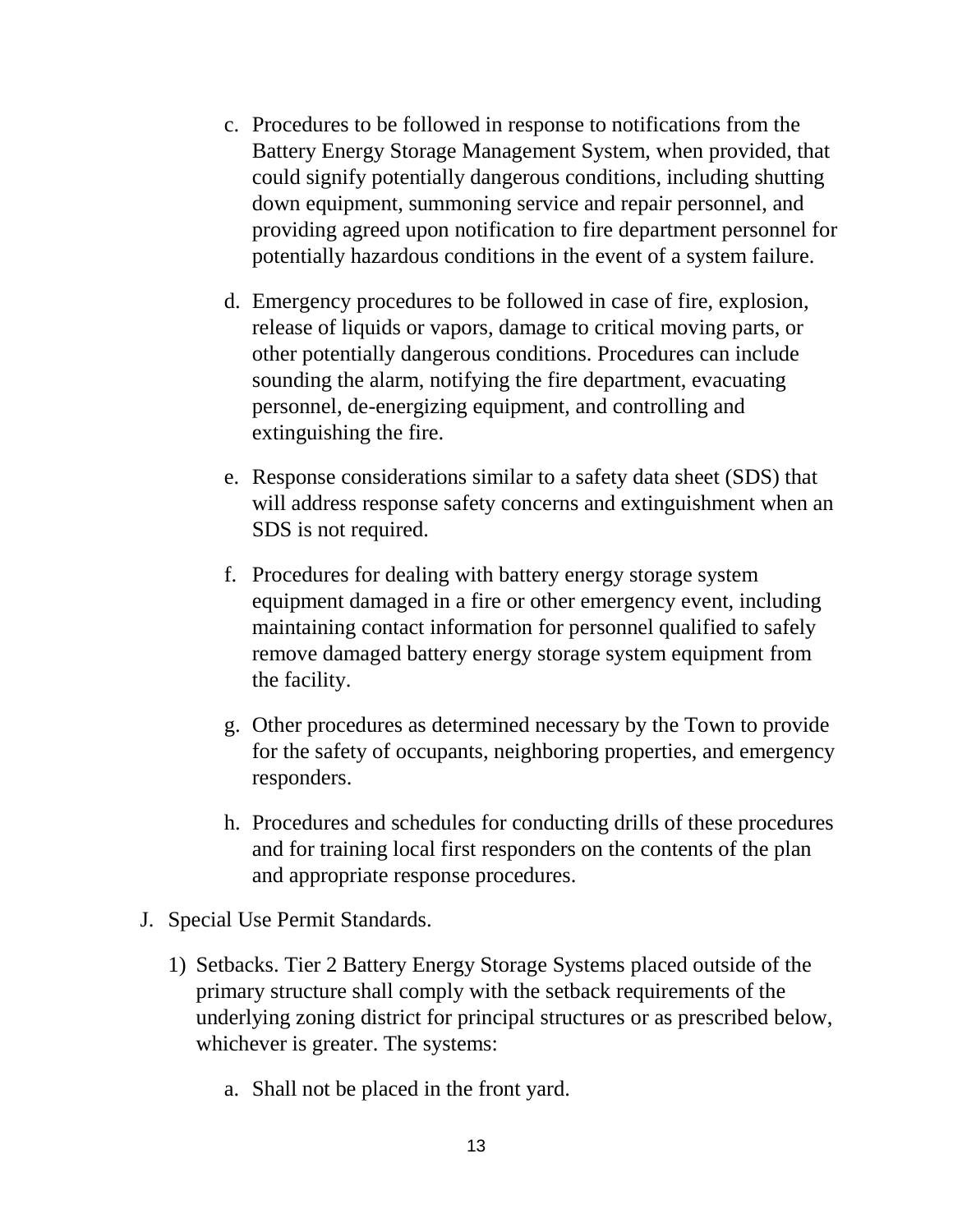c. Procedures to be followed in response to notifications from the Battery Energy Storage Management System, when provided, that could signify potentially dangerous conditions, including shutting down equipment, summoning service and repair personnel, and providing agreed upon notification to fire department personnel for potentially hazardous conditions in the event of a system failure.

d. Emergency procedures to be followed in case of fire, explosion, release of liquids or vapors, damage to critical moving parts, or other potentially dangerous conditions. Procedures can include sounding the alarm, notifying the fire department, evacuating personnel, de-energizing equipment, and controlling and extinguishing the fire.

e. Response considerations similar to a safety data sheet (SDS) that will address response safety concerns and extinguishment when an SDS is not required.

f. Procedures for dealing with battery energy storage system equipment damaged in a fire or other emergency event, including maintaining contact information for personnel qualified to safely remove damaged battery energy storage system equipment from the facility.

g. Other procedures as determined necessary by the Town to provide for the safety of occupants, neighboring properties, and emergency responders.

h. Procedures and schedules for conducting drills of these procedures and for training local first responders on the contents of the plan and appropriate response procedures.

J. Special Use Permit Standards.

1) Setbacks. Tier 2 Battery Energy Storage Systems placed outside of the primary structure shall comply with the setback requirements of the underlying zoning district for principal structures or as prescribed below, whichever is greater. The systems:

a. Shall not be placed in the front yard.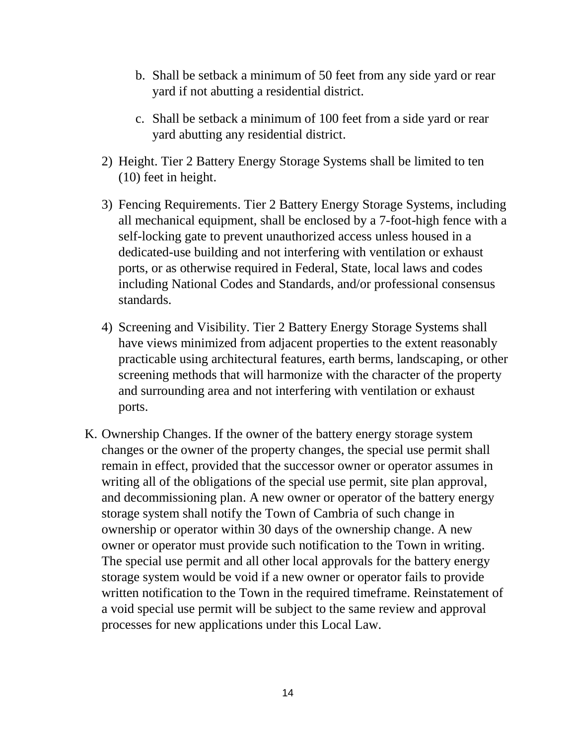b. Shall be setback a minimum of 50 feet from any side yard or rear yard if not abutting a residential district.

   c. Shall be setback a minimum of 100 feet from a side yard or rear yard abutting any residential district.

2) Height. Tier 2 Battery Energy Storage Systems shall be limited to ten (10) feet in height.

3) Fencing Requirements. Tier 2 Battery Energy Storage Systems, including all mechanical equipment, shall be enclosed by a 7-foot-high fence with a self-locking gate to prevent unauthorized access unless housed in a dedicated-use building and not interfering with ventilation or exhaust ports, or as otherwise required in Federal, State, local laws and codes including National Codes and Standards, and/or professional consensus standards.

4) Screening and Visibility. Tier 2 Battery Energy Storage Systems shall have views minimized from adjacent properties to the extent reasonably practicable using architectural features, earth berms, landscaping, or other screening methods that will harmonize with the character of the property and surrounding area and not interfering with ventilation or exhaust ports.

K. Ownership Changes. If the owner of the battery energy storage system changes or the owner of the property changes, the special use permit shall remain in effect, provided that the successor owner or operator assumes in writing all of the obligations of the special use permit, site plan approval, and decommissioning plan. A new owner or operator of the battery energy storage system shall notify the Town of Cambria of such change in ownership or operator within 30 days of the ownership change. A new owner or operator must provide such notification to the Town in writing. The special use permit and all other local approvals for the battery energy storage system would be void if a new owner or operator fails to provide written notification to the Town in the required timeframe. Reinstatement of a void special use permit will be subject to the same review and approval processes for new applications under this Local Law.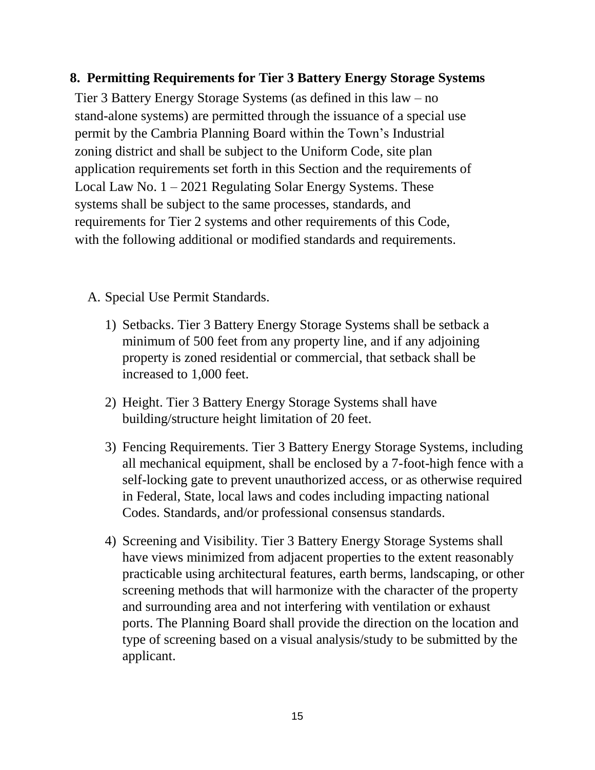## 8. Permitting Requirements for Tier 3 Battery Energy Storage Systems

Tier 3 Battery Energy Storage Systems (as defined in this law – no stand-alone systems) are permitted through the issuance of a special use permit by the Cambria Planning Board within the Town's Industrial zoning district and shall be subject to the Uniform Code, site plan application requirements set forth in this Section and the requirements of Local Law No. 1 – 2021 Regulating Solar Energy Systems. These systems shall be subject to the same processes, standards, and requirements for Tier 2 systems and other requirements of this Code, with the following additional or modified standards and requirements.

A. Special Use Permit Standards.

1) Setbacks. Tier 3 Battery Energy Storage Systems shall be setback a minimum of 500 feet from any property line, and if any adjoining property is zoned residential or commercial, that setback shall be increased to 1,000 feet.

2) Height. Tier 3 Battery Energy Storage Systems shall have building/structure height limitation of 20 feet.

3) Fencing Requirements. Tier 3 Battery Energy Storage Systems, including all mechanical equipment, shall be enclosed by a 7-foot-high fence with a self-locking gate to prevent unauthorized access, or as otherwise required in Federal, State, local laws and codes including impacting national Codes. Standards, and/or professional consensus standards.

4) Screening and Visibility. Tier 3 Battery Energy Storage Systems shall have views minimized from adjacent properties to the extent reasonably practicable using architectural features, earth berms, landscaping, or other screening methods that will harmonize with the character of the property and surrounding area and not interfering with ventilation or exhaust ports. The Planning Board shall provide the direction on the location and type of screening based on a visual analysis/study to be submitted by the applicant.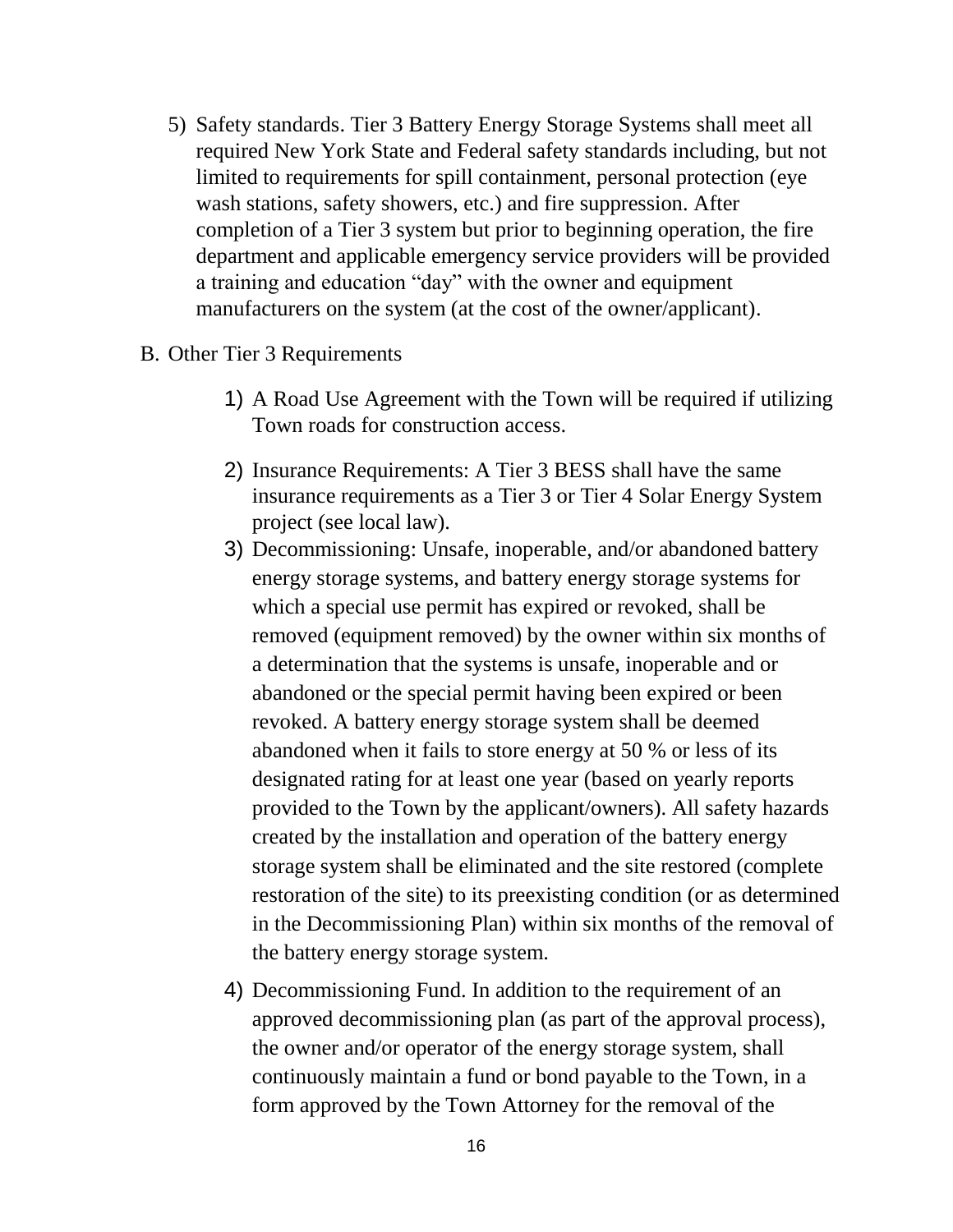5) Safety standards. Tier 3 Battery Energy Storage Systems shall meet all required New York State and Federal safety standards including, but not limited to requirements for spill containment, personal protection (eye wash stations, safety showers, etc.) and fire suppression. After completion of a Tier 3 system but prior to beginning operation, the fire department and applicable emergency service providers will be provided a training and education "day" with the owner and equipment manufacturers on the system (at the cost of the owner/applicant).

B. Other Tier 3 Requirements

1) A Road Use Agreement with the Town will be required if utilizing Town roads for construction access.

2) Insurance Requirements: A Tier 3 BESS shall have the same insurance requirements as a Tier 3 or Tier 4 Solar Energy System project (see local law).

3) Decommissioning: Unsafe, inoperable, and/or abandoned battery energy storage systems, and battery energy storage systems for which a special use permit has expired or revoked, shall be removed (equipment removed) by the owner within six months of a determination that the systems is unsafe, inoperable and or abandoned or the special permit having been expired or been revoked. A battery energy storage system shall be deemed abandoned when it fails to store energy at 50 % or less of its designated rating for at least one year (based on yearly reports provided to the Town by the applicant/owners). All safety hazards created by the installation and operation of the battery energy storage system shall be eliminated and the site restored (complete restoration of the site) to its preexisting condition (or as determined in the Decommissioning Plan) within six months of the removal of the battery energy storage system.

4) Decommissioning Fund. In addition to the requirement of an approved decommissioning plan (as part of the approval process), the owner and/or operator of the energy storage system, shall continuously maintain a fund or bond payable to the Town, in a form approved by the Town Attorney for the removal of the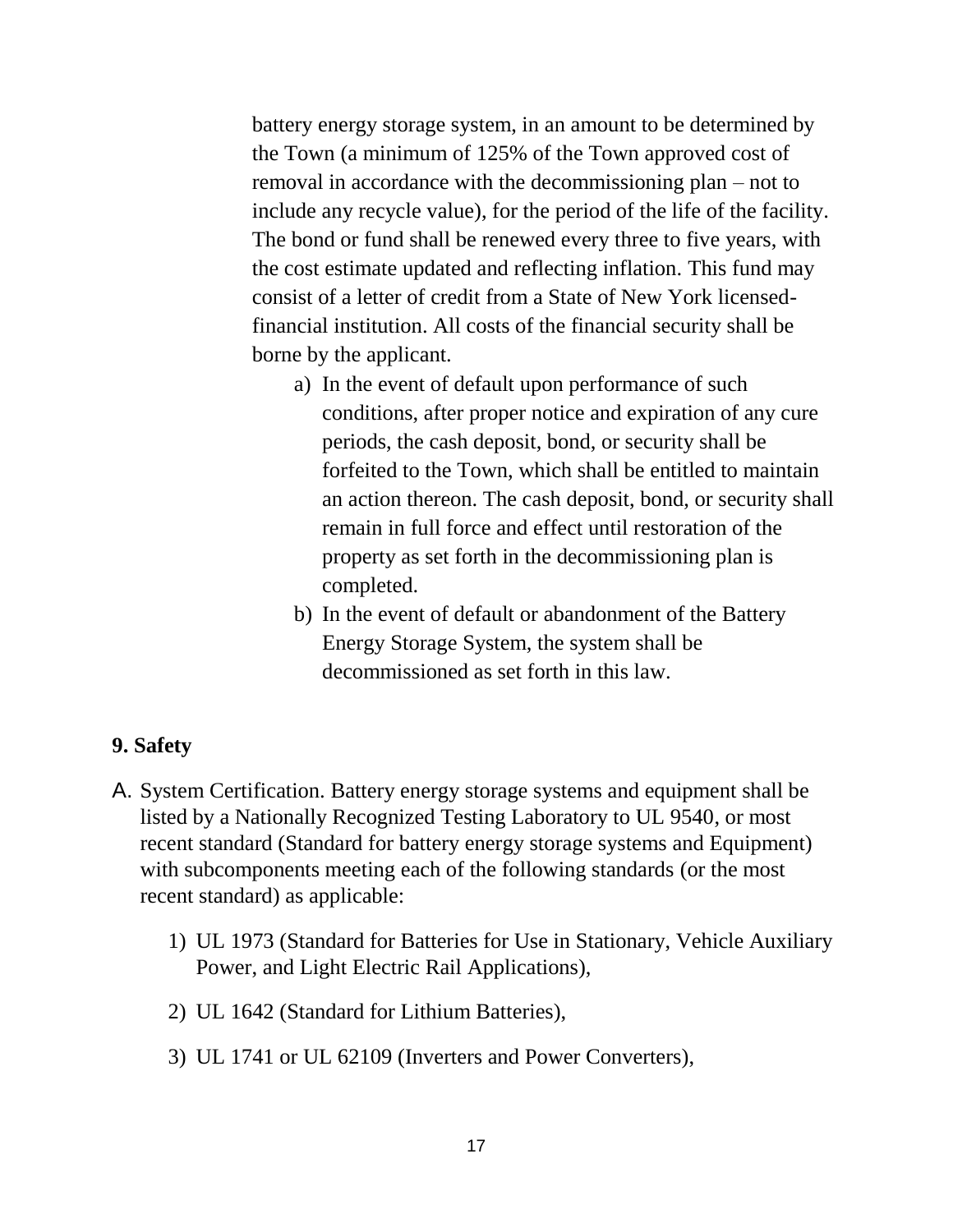battery energy storage system, in an amount to be determined by the Town (a minimum of 125% of the Town approved cost of removal in accordance with the decommissioning plan – not to include any recycle value), for the period of the life of the facility. The bond or fund shall be renewed every three to five years, with the cost estimate updated and reflecting inflation. This fund may consist of a letter of credit from a State of New York licensed-financial institution. All costs of the financial security shall be borne by the applicant.

a) In the event of default upon performance of such conditions, after proper notice and expiration of any cure periods, the cash deposit, bond, or security shall be forfeited to the Town, which shall be entitled to maintain an action thereon. The cash deposit, bond, or security shall remain in full force and effect until restoration of the property as set forth in the decommissioning plan is completed.

b) In the event of default or abandonment of the Battery Energy Storage System, the system shall be decommissioned as set forth in this law.

**9. Safety**

A. System Certification. Battery energy storage systems and equipment shall be listed by a Nationally Recognized Testing Laboratory to UL 9540, or most recent standard (Standard for battery energy storage systems and Equipment) with subcomponents meeting each of the following standards (or the most recent standard) as applicable:

1) UL 1973 (Standard for Batteries for Use in Stationary, Vehicle Auxiliary Power, and Light Electric Rail Applications),

2) UL 1642 (Standard for Lithium Batteries),

3) UL 1741 or UL 62109 (Inverters and Power Converters),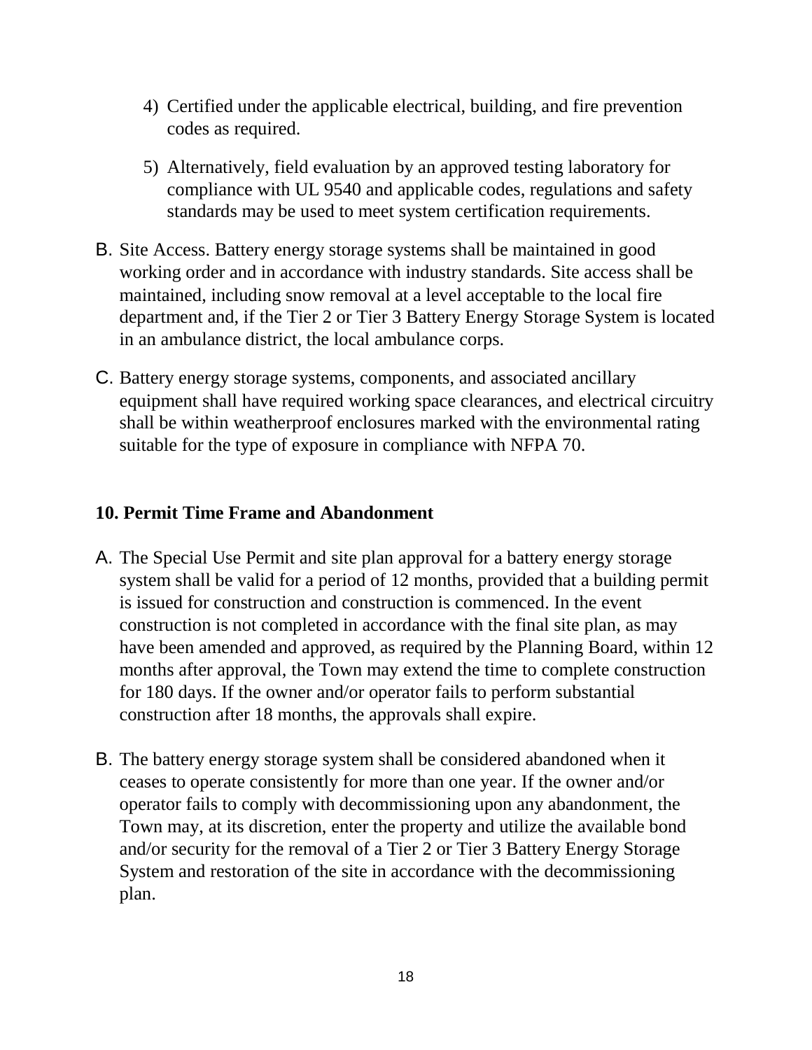4) Certified under the applicable electrical, building, and fire prevention codes as required.

5) Alternatively, field evaluation by an approved testing laboratory for compliance with UL 9540 and applicable codes, regulations and safety standards may be used to meet system certification requirements.

B. Site Access. Battery energy storage systems shall be maintained in good working order and in accordance with industry standards. Site access shall be maintained, including snow removal at a level acceptable to the local fire department and, if the Tier 2 or Tier 3 Battery Energy Storage System is located in an ambulance district, the local ambulance corps.

C. Battery energy storage systems, components, and associated ancillary equipment shall have required working space clearances, and electrical circuitry shall be within weatherproof enclosures marked with the environmental rating suitable for the type of exposure in compliance with NFPA 70.

**10. Permit Time Frame and Abandonment**

A. The Special Use Permit and site plan approval for a battery energy storage system shall be valid for a period of 12 months, provided that a building permit is issued for construction and construction is commenced. In the event construction is not completed in accordance with the final site plan, as may have been amended and approved, as required by the Planning Board, within 12 months after approval, the Town may extend the time to complete construction for 180 days. If the owner and/or operator fails to perform substantial construction after 18 months, the approvals shall expire.

B. The battery energy storage system shall be considered abandoned when it ceases to operate consistently for more than one year. If the owner and/or operator fails to comply with decommissioning upon any abandonment, the Town may, at its discretion, enter the property and utilize the available bond and/or security for the removal of a Tier 2 or Tier 3 Battery Energy Storage System and restoration of the site in accordance with the decommissioning plan.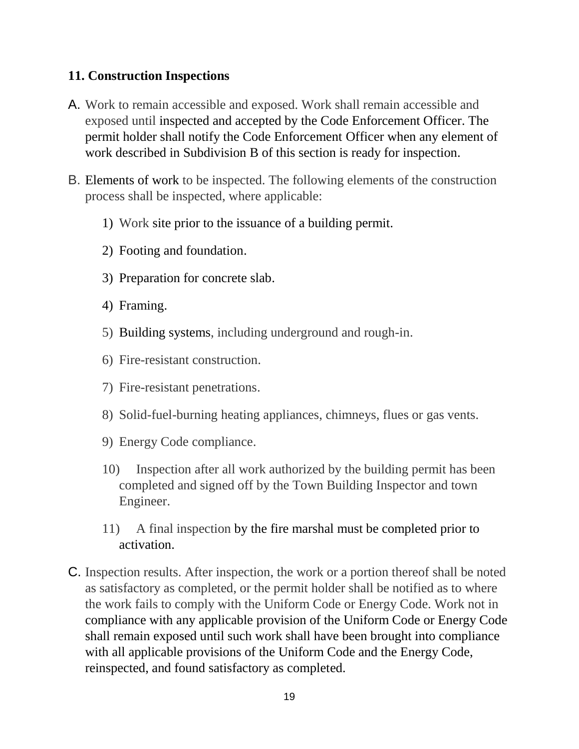## 11. Construction Inspections

A. Work to remain accessible and exposed. Work shall remain accessible and exposed until inspected and accepted by the Code Enforcement Officer. The permit holder shall notify the Code Enforcement Officer when any element of work described in Subdivision B of this section is ready for inspection.

B. Elements of work to be inspected. The following elements of the construction process shall be inspected, where applicable:

1) Work site prior to the issuance of a building permit.
2) Footing and foundation.
3) Preparation for concrete slab.
4) Framing.
5) Building systems, including underground and rough-in.
6) Fire-resistant construction.
7) Fire-resistant penetrations.
8) Solid-fuel-burning heating appliances, chimneys, flues or gas vents.
9) Energy Code compliance.
10) Inspection after all work authorized by the building permit has been completed and signed off by the Town Building Inspector and town Engineer.
11) A final inspection by the fire marshal must be completed prior to activation.

C. Inspection results. After inspection, the work or a portion thereof shall be noted as satisfactory as completed, or the permit holder shall be notified as to where the work fails to comply with the Uniform Code or Energy Code. Work not in compliance with any applicable provision of the Uniform Code or Energy Code shall remain exposed until such work shall have been brought into compliance with all applicable provisions of the Uniform Code and the Energy Code, reinspected, and found satisfactory as completed.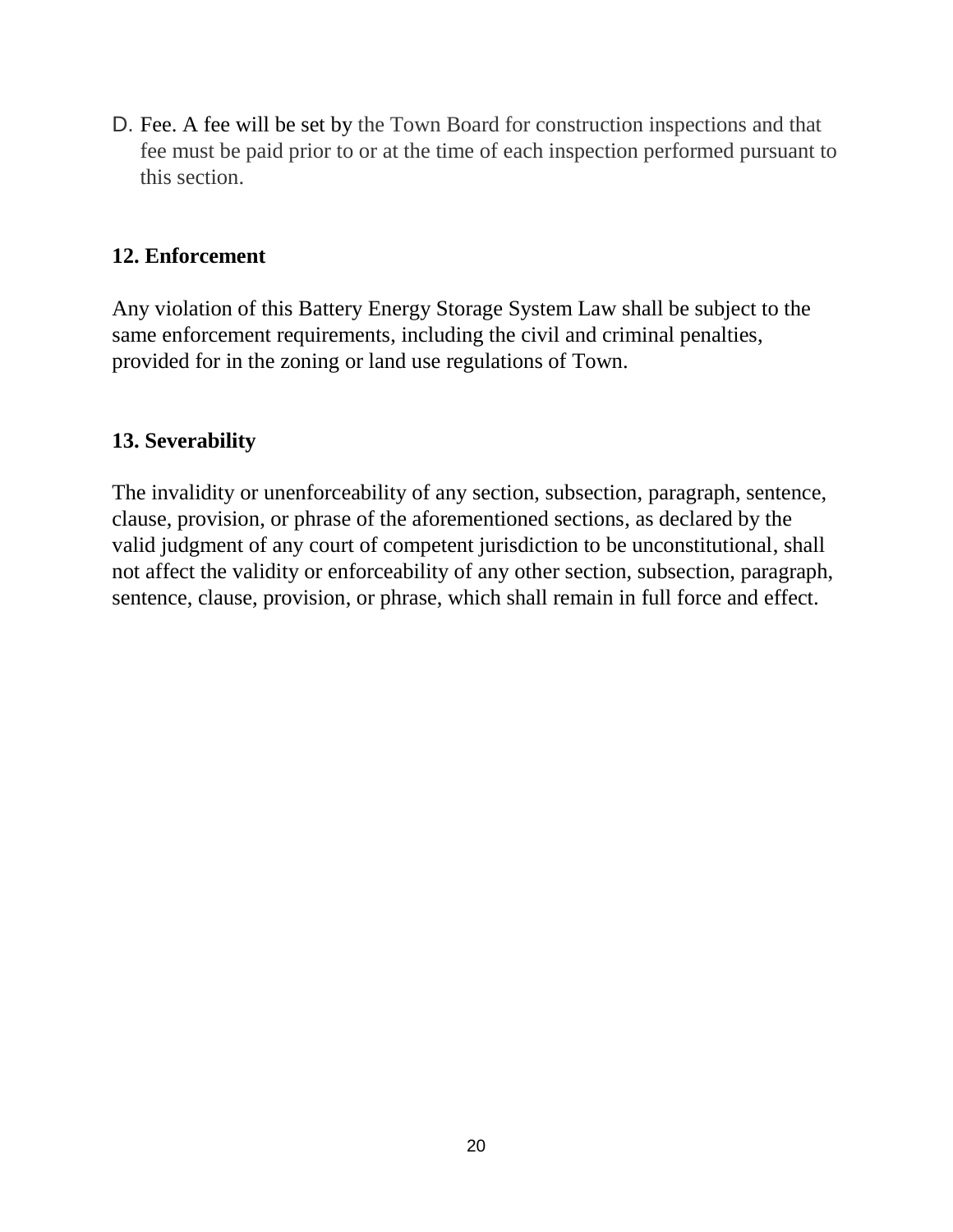D. Fee. A fee will be set by the Town Board for construction inspections and that fee must be paid prior to or at the time of each inspection performed pursuant to this section.

## 12. Enforcement

Any violation of this Battery Energy Storage System Law shall be subject to the same enforcement requirements, including the civil and criminal penalties, provided for in the zoning or land use regulations of Town.

## 13. Severability

The invalidity or unenforceability of any section, subsection, paragraph, sentence, clause, provision, or phrase of the aforementioned sections, as declared by the valid judgment of any court of competent jurisdiction to be unconstitutional, shall not affect the validity or enforceability of any other section, subsection, paragraph, sentence, clause, provision, or phrase, which shall remain in full force and effect.